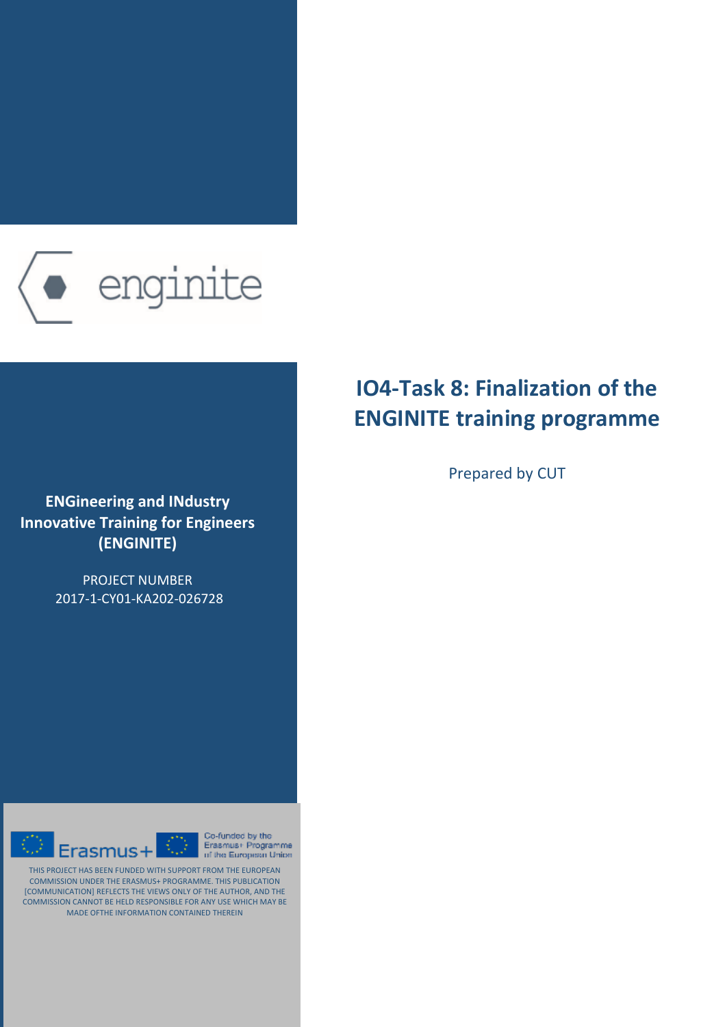enginite

# IO4-Task 8: Finalization of the ENGINITE training programme

Prepared by CUT

**ENGineering and INdustry Innovative Training for Engineers (ENGINITE)**

PROJECT NUMBER
2017-1-CY01-KA202-026728

Erasmus+

Co-funded by the Erasmus+ Programme of the European Union

THIS PROJECT HAS BEEN FUNDED WITH SUPPORT FROM THE EUROPEAN COMMISSION UNDER THE ERASMUS+ PROGRAMME. THIS PUBLICATION [COMMUNICATION] REFLECTS THE VIEWS ONLY OF THE AUTHOR, AND THE COMMISSION CANNOT BE HELD RESPONSIBLE FOR ANY USE WHICH MAY BE MADE OFTHE INFORMATION CONTAINED THEREIN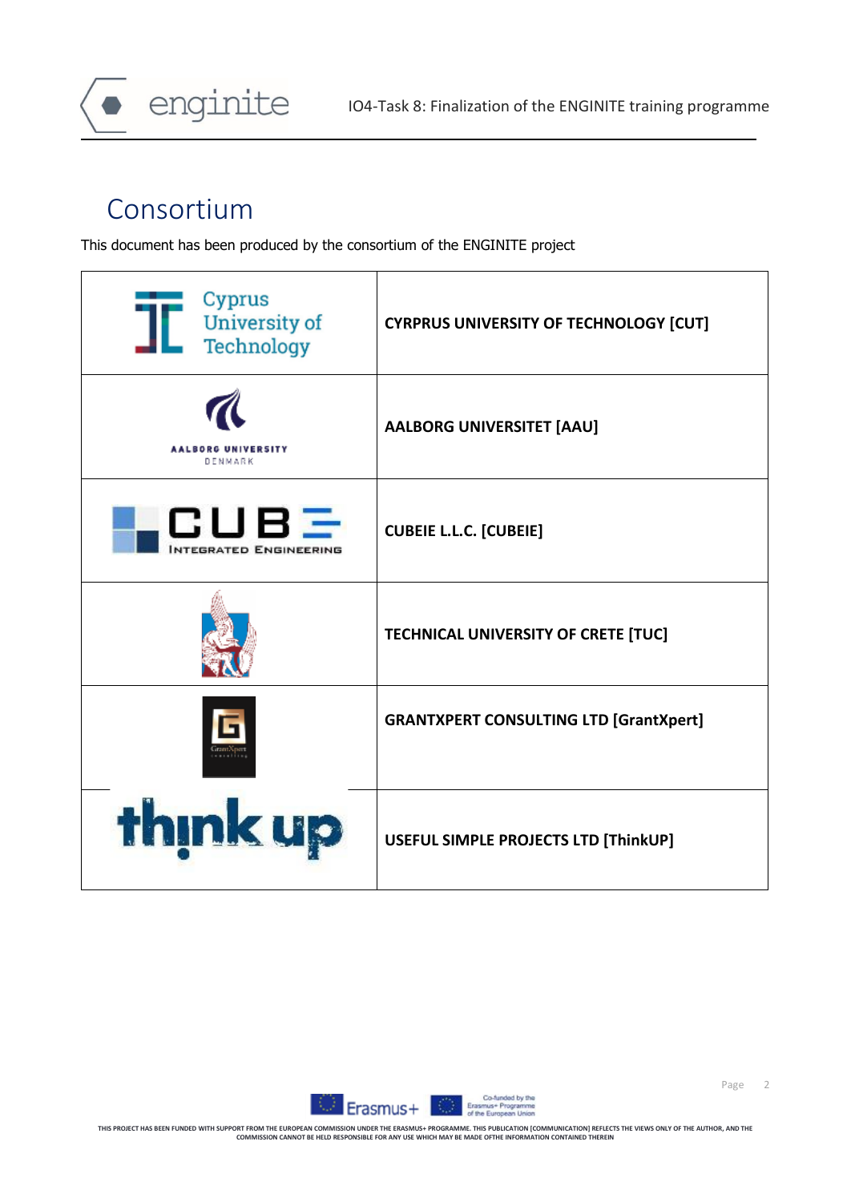# Consortium

This document has been produced by the consortium of the ENGINITE project

| | |
|---|---|
| Cyprus University of Technology | **CYRPRUS UNIVERSITY OF TECHNOLOGY [CUT]** |
| AALBORG UNIVERSITY DENMARK | **AALBORG UNIVERSITET [AAU]** |
| CUBE INTEGRATED ENGINEERING | **CUBEIE L.L.C. [CUBEIE]** |
| | **TECHNICAL UNIVERSITY OF CRETE [TUC]** |
| GrantXpert consulting | **GRANTXPERT CONSULTING LTD [GrantXpert]** |
| think up | **USEFUL SIMPLE PROJECTS LTD [ThinkUP]** |

THIS PROJECT HAS BEEN FUNDED WITH SUPPORT FROM THE EUROPEAN COMMISSION UNDER THE ERASMUS+ PROGRAMME. THIS PUBLICATION [COMMUNICATION] REFLECTS THE VIEWS ONLY OF THE AUTHOR, AND THE COMMISSION CANNOT BE HELD RESPONSIBLE FOR ANY USE WHICH MAY BE MADE OFTHE INFORMATION CONTAINED THEREIN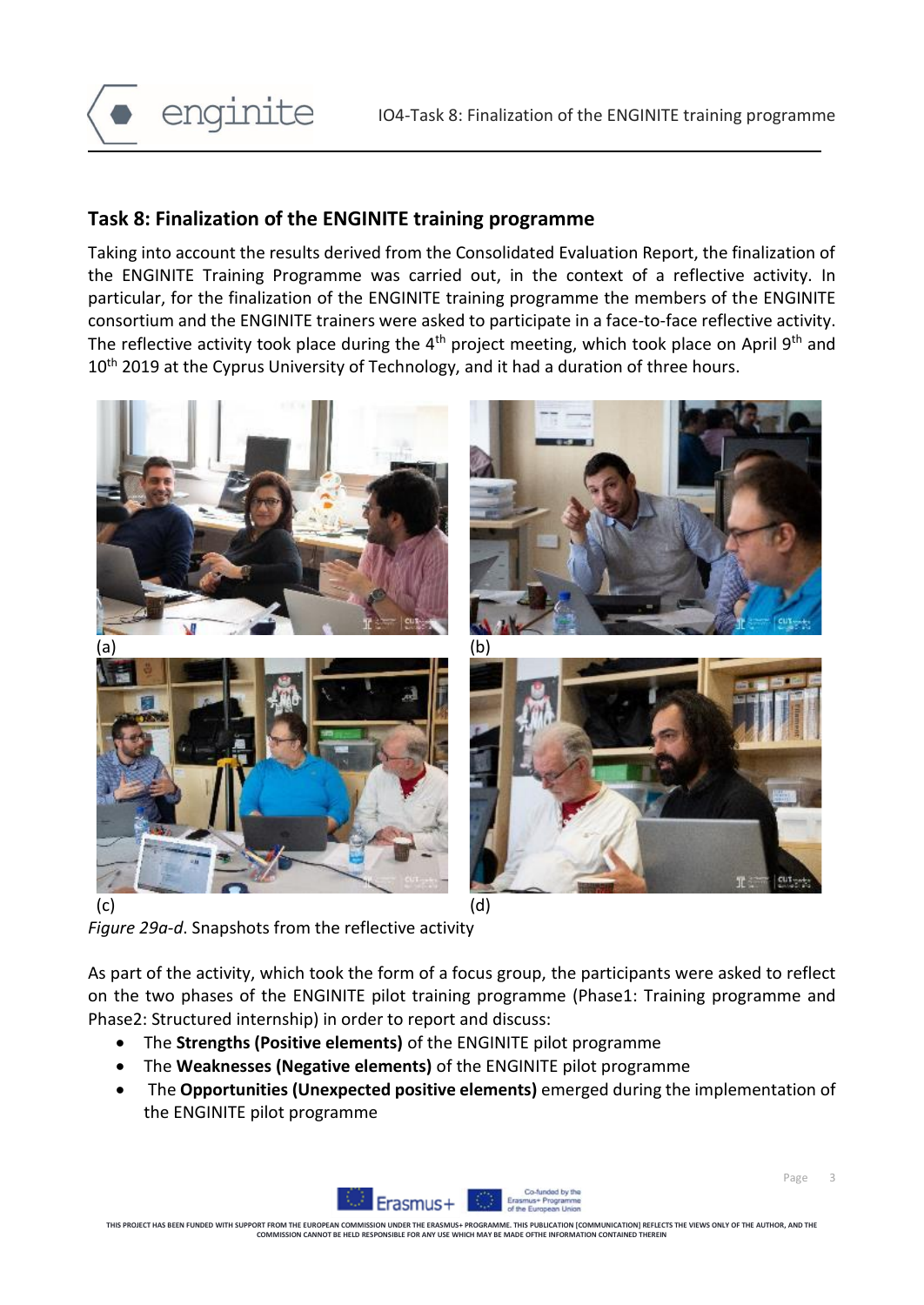## Task 8: Finalization of the ENGINITE training programme

Taking into account the results derived from the Consolidated Evaluation Report, the finalization of the ENGINITE Training Programme was carried out, in the context of a reflective activity. In particular, for the finalization of the ENGINITE training programme the members of the ENGINITE consortium and the ENGINITE trainers were asked to participate in a face-to-face reflective activity. The reflective activity took place during the 4th project meeting, which took place on April 9th and 10th 2019 at the Cyprus University of Technology, and it had a duration of three hours.

(a)

(b)

(c)

(d)

*Figure 29a-d*. Snapshots from the reflective activity

As part of the activity, which took the form of a focus group, the participants were asked to reflect on the two phases of the ENGINITE pilot training programme (Phase1: Training programme and Phase2: Structured internship) in order to report and discuss:

- The **Strengths (Positive elements)** of the ENGINITE pilot programme
- The **Weaknesses (Negative elements)** of the ENGINITE pilot programme
- The **Opportunities (Unexpected positive elements)** emerged during the implementation of the ENGINITE pilot programme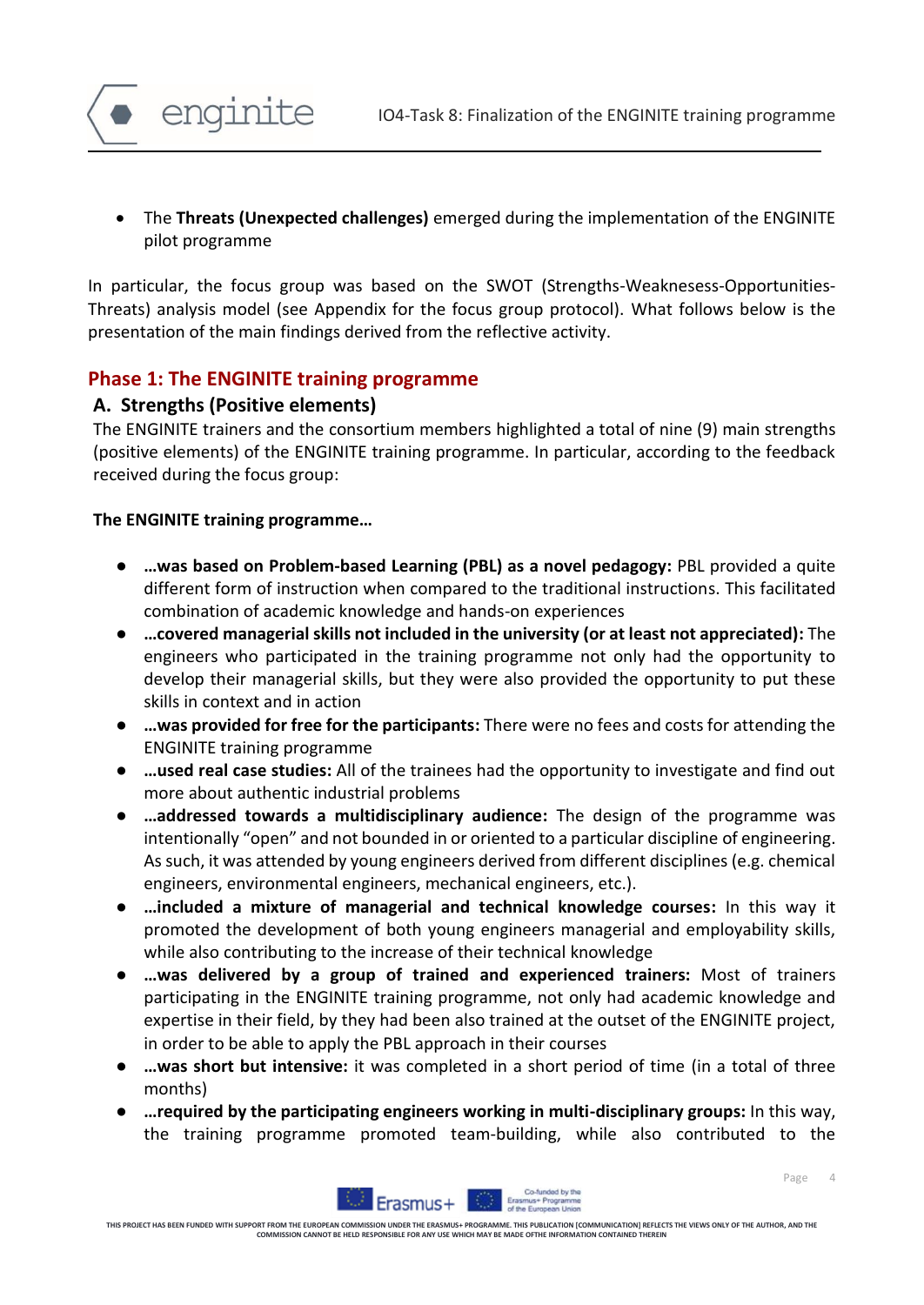- The **Threats (Unexpected challenges)** emerged during the implementation of the ENGINITE pilot programme

In particular, the focus group was based on the SWOT (Strengths-Weaknesess-Opportunities-Threats) analysis model (see Appendix for the focus group protocol). What follows below is the presentation of the main findings derived from the reflective activity.

## Phase 1: The ENGINITE training programme

### A. Strengths (Positive elements)

The ENGINITE trainers and the consortium members highlighted a total of nine (9) main strengths (positive elements) of the ENGINITE training programme. In particular, according to the feedback received during the focus group:

**The ENGINITE training programme…**

- **…was based on Problem-based Learning (PBL) as a novel pedagogy:** PBL provided a quite different form of instruction when compared to the traditional instructions. This facilitated combination of academic knowledge and hands-on experiences
- **…covered managerial skills not included in the university (or at least not appreciated):** The engineers who participated in the training programme not only had the opportunity to develop their managerial skills, but they were also provided the opportunity to put these skills in context and in action
- **…was provided for free for the participants:** There were no fees and costs for attending the ENGINITE training programme
- **…used real case studies:** All of the trainees had the opportunity to investigate and find out more about authentic industrial problems
- **…addressed towards a multidisciplinary audience:** The design of the programme was intentionally "open" and not bounded in or oriented to a particular discipline of engineering. As such, it was attended by young engineers derived from different disciplines (e.g. chemical engineers, environmental engineers, mechanical engineers, etc.).
- **…included a mixture of managerial and technical knowledge courses:** In this way it promoted the development of both young engineers managerial and employability skills, while also contributing to the increase of their technical knowledge
- **…was delivered by a group of trained and experienced trainers:** Most of trainers participating in the ENGINITE training programme, not only had academic knowledge and expertise in their field, by they had been also trained at the outset of the ENGINITE project, in order to be able to apply the PBL approach in their courses
- **…was short but intensive:** it was completed in a short period of time (in a total of three months)
- **…required by the participating engineers working in multi-disciplinary groups:** In this way, the training programme promoted team-building, while also contributed to the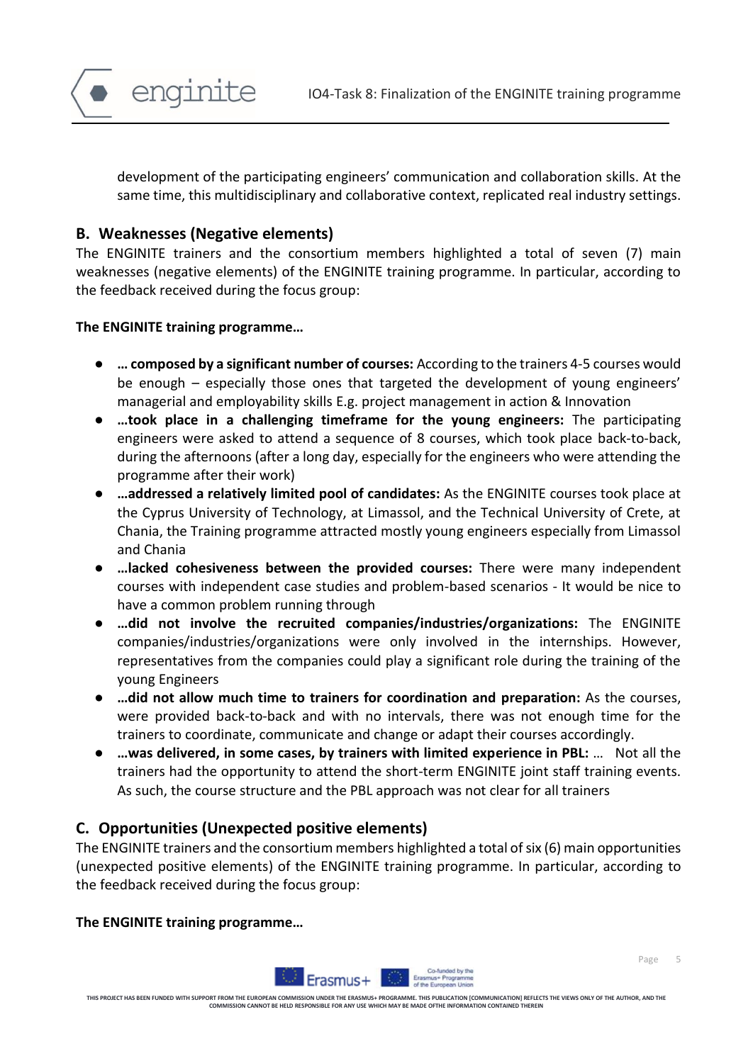development of the participating engineers' communication and collaboration skills. At the same time, this multidisciplinary and collaborative context, replicated real industry settings.

## B. Weaknesses (Negative elements)

The ENGINITE trainers and the consortium members highlighted a total of seven (7) main weaknesses (negative elements) of the ENGINITE training programme. In particular, according to the feedback received during the focus group:

**The ENGINITE training programme…**

- **… composed by a significant number of courses:** According to the trainers 4-5 courses would be enough – especially those ones that targeted the development of young engineers' managerial and employability skills E.g. project management in action & Innovation
- **…took place in a challenging timeframe for the young engineers:** The participating engineers were asked to attend a sequence of 8 courses, which took place back-to-back, during the afternoons (after a long day, especially for the engineers who were attending the programme after their work)
- **…addressed a relatively limited pool of candidates:** As the ENGINITE courses took place at the Cyprus University of Technology, at Limassol, and the Technical University of Crete, at Chania, the Training programme attracted mostly young engineers especially from Limassol and Chania
- **…lacked cohesiveness between the provided courses:** There were many independent courses with independent case studies and problem-based scenarios - It would be nice to have a common problem running through
- **…did not involve the recruited companies/industries/organizations:** The ENGINITE companies/industries/organizations were only involved in the internships. However, representatives from the companies could play a significant role during the training of the young Engineers
- **…did not allow much time to trainers for coordination and preparation:** As the courses, were provided back-to-back and with no intervals, there was not enough time for the trainers to coordinate, communicate and change or adapt their courses accordingly.
- **…was delivered, in some cases, by trainers with limited experience in PBL:** … Not all the trainers had the opportunity to attend the short-term ENGINITE joint staff training events. As such, the course structure and the PBL approach was not clear for all trainers

## C. Opportunities (Unexpected positive elements)

The ENGINITE trainers and the consortium members highlighted a total of six (6) main opportunities (unexpected positive elements) of the ENGINITE training programme. In particular, according to the feedback received during the focus group:

**The ENGINITE training programme…**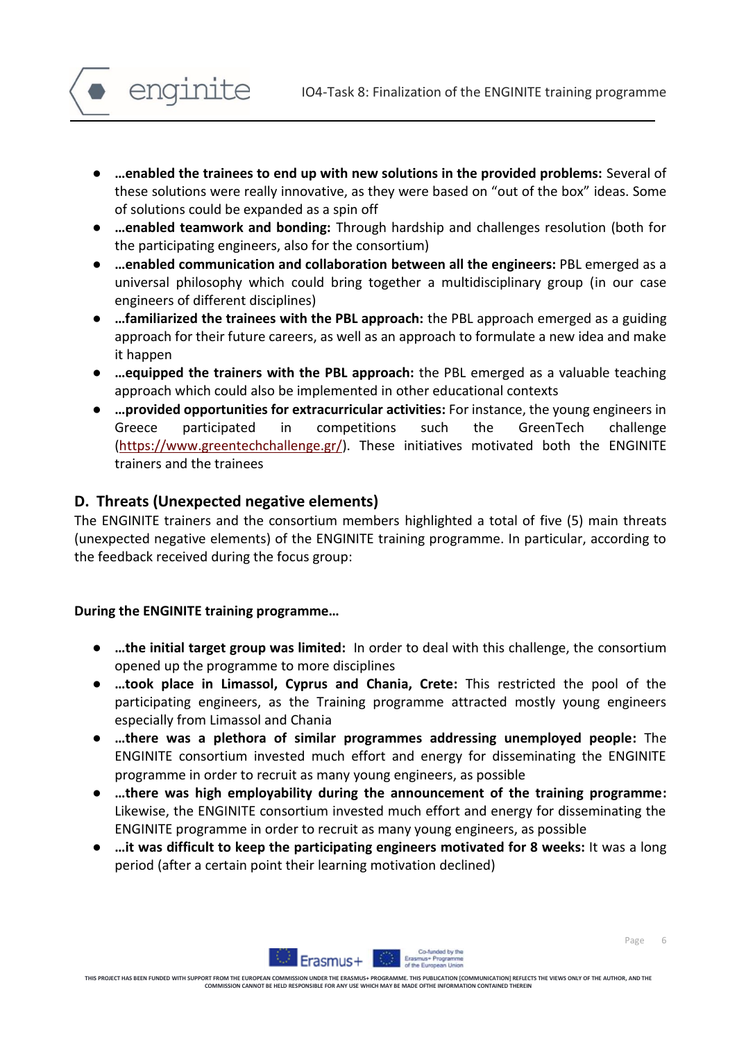- **…enabled the trainees to end up with new solutions in the provided problems:** Several of these solutions were really innovative, as they were based on "out of the box" ideas. Some of solutions could be expanded as a spin off
- **…enabled teamwork and bonding:** Through hardship and challenges resolution (both for the participating engineers, also for the consortium)
- **…enabled communication and collaboration between all the engineers:** PBL emerged as a universal philosophy which could bring together a multidisciplinary group (in our case engineers of different disciplines)
- **…familiarized the trainees with the PBL approach:** the PBL approach emerged as a guiding approach for their future careers, as well as an approach to formulate a new idea and make it happen
- **…equipped the trainers with the PBL approach:** the PBL emerged as a valuable teaching approach which could also be implemented in other educational contexts
- **…provided opportunities for extracurricular activities:** For instance, the young engineers in Greece participated in competitions such the GreenTech challenge (https://www.greentechchallenge.gr/). These initiatives motivated both the ENGINITE trainers and the trainees

## D. Threats (Unexpected negative elements)

The ENGINITE trainers and the consortium members highlighted a total of five (5) main threats (unexpected negative elements) of the ENGINITE training programme. In particular, according to the feedback received during the focus group:

**During the ENGINITE training programme…**

- **…the initial target group was limited:** In order to deal with this challenge, the consortium opened up the programme to more disciplines
- **…took place in Limassol, Cyprus and Chania, Crete:** This restricted the pool of the participating engineers, as the Training programme attracted mostly young engineers especially from Limassol and Chania
- **…there was a plethora of similar programmes addressing unemployed people:** The ENGINITE consortium invested much effort and energy for disseminating the ENGINITE programme in order to recruit as many young engineers, as possible
- **…there was high employability during the announcement of the training programme:** Likewise, the ENGINITE consortium invested much effort and energy for disseminating the ENGINITE programme in order to recruit as many young engineers, as possible
- **…it was difficult to keep the participating engineers motivated for 8 weeks:** It was a long period (after a certain point their learning motivation declined)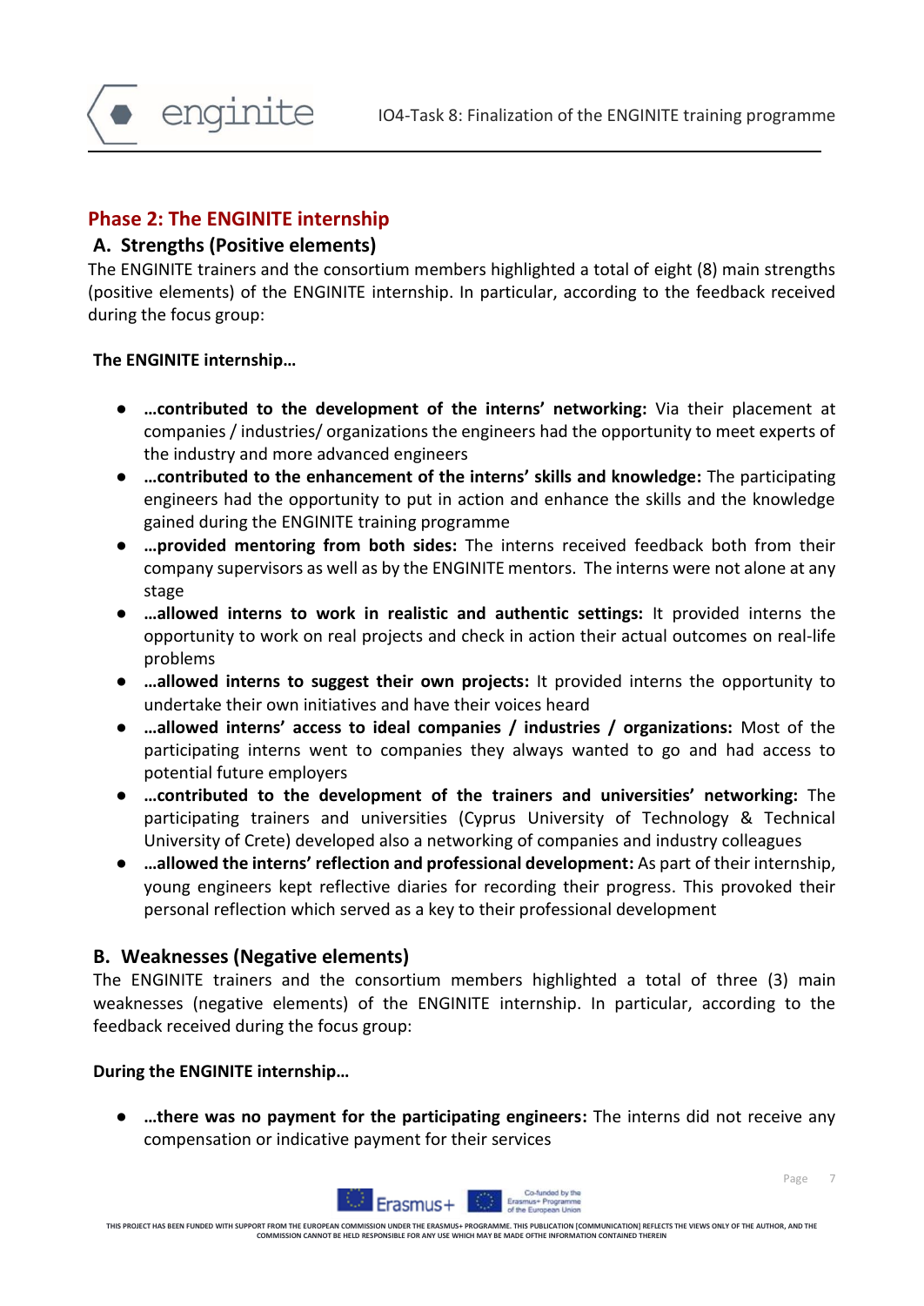## Phase 2: The ENGINITE internship

### A. Strengths (Positive elements)

The ENGINITE trainers and the consortium members highlighted a total of eight (8) main strengths (positive elements) of the ENGINITE internship. In particular, according to the feedback received during the focus group:

**The ENGINITE internship…**

- **…contributed to the development of the interns' networking:** Via their placement at companies / industries/ organizations the engineers had the opportunity to meet experts of the industry and more advanced engineers
- **…contributed to the enhancement of the interns' skills and knowledge:** The participating engineers had the opportunity to put in action and enhance the skills and the knowledge gained during the ENGINITE training programme
- **…provided mentoring from both sides:** The interns received feedback both from their company supervisors as well as by the ENGINITE mentors. The interns were not alone at any stage
- **…allowed interns to work in realistic and authentic settings:** It provided interns the opportunity to work on real projects and check in action their actual outcomes on real-life problems
- **…allowed interns to suggest their own projects:** It provided interns the opportunity to undertake their own initiatives and have their voices heard
- **…allowed interns' access to ideal companies / industries / organizations:** Most of the participating interns went to companies they always wanted to go and had access to potential future employers
- **…contributed to the development of the trainers and universities' networking:** The participating trainers and universities (Cyprus University of Technology & Technical University of Crete) developed also a networking of companies and industry colleagues
- **…allowed the interns' reflection and professional development:** As part of their internship, young engineers kept reflective diaries for recording their progress. This provoked their personal reflection which served as a key to their professional development

### B. Weaknesses (Negative elements)

The ENGINITE trainers and the consortium members highlighted a total of three (3) main weaknesses (negative elements) of the ENGINITE internship. In particular, according to the feedback received during the focus group:

**During the ENGINITE internship…**

- **…there was no payment for the participating engineers:** The interns did not receive any compensation or indicative payment for their services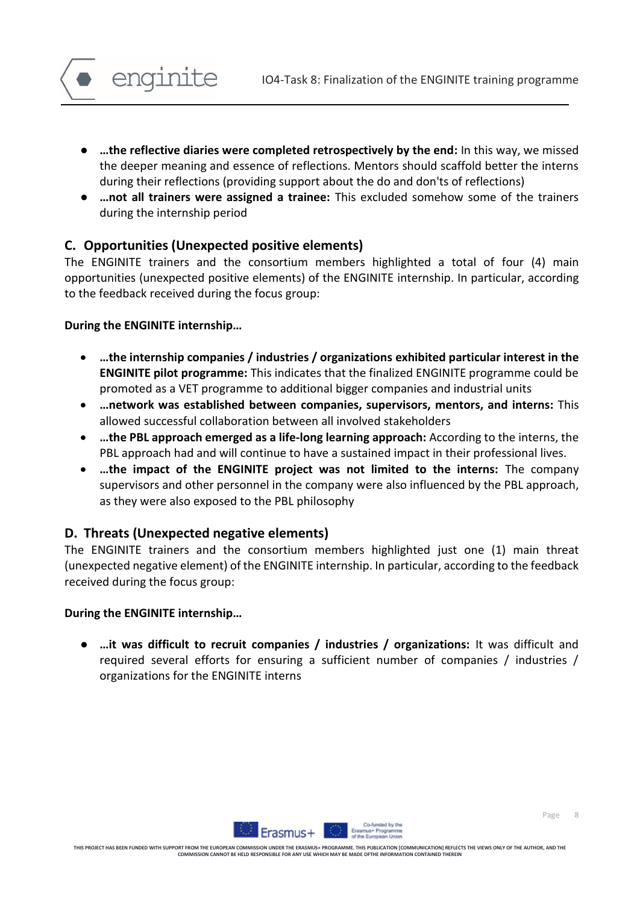- **…the reflective diaries were completed retrospectively by the end:** In this way, we missed the deeper meaning and essence of reflections. Mentors should scaffold better the interns during their reflections (providing support about the do and don'ts of reflections)
- **…not all trainers were assigned a trainee:** This excluded somehow some of the trainers during the internship period

## C. Opportunities (Unexpected positive elements)

The ENGINITE trainers and the consortium members highlighted a total of four (4) main opportunities (unexpected positive elements) of the ENGINITE internship. In particular, according to the feedback received during the focus group:

**During the ENGINITE internship…**

- **…the internship companies / industries / organizations exhibited particular interest in the ENGINITE pilot programme:** This indicates that the finalized ENGINITE programme could be promoted as a VET programme to additional bigger companies and industrial units
- **…network was established between companies, supervisors, mentors, and interns:** This allowed successful collaboration between all involved stakeholders
- **…the PBL approach emerged as a life-long learning approach:** According to the interns, the PBL approach had and will continue to have a sustained impact in their professional lives.
- **…the impact of the ENGINITE project was not limited to the interns:** The company supervisors and other personnel in the company were also influenced by the PBL approach, as they were also exposed to the PBL philosophy

## D. Threats (Unexpected negative elements)

The ENGINITE trainers and the consortium members highlighted just one (1) main threat (unexpected negative element) of the ENGINITE internship. In particular, according to the feedback received during the focus group:

**During the ENGINITE internship…**

- **…it was difficult to recruit companies / industries / organizations:** It was difficult and required several efforts for ensuring a sufficient number of companies / industries / organizations for the ENGINITE interns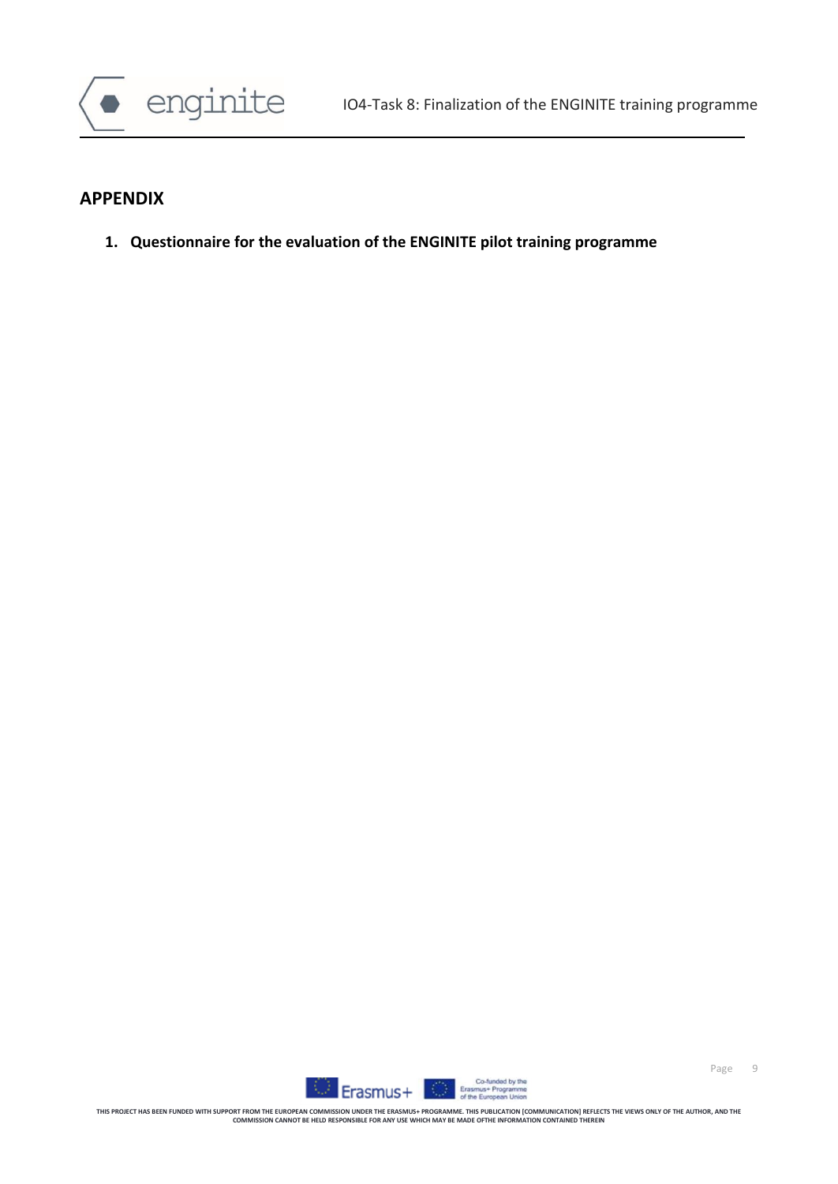## APPENDIX

1. **Questionnaire for the evaluation of the ENGINITE pilot training programme**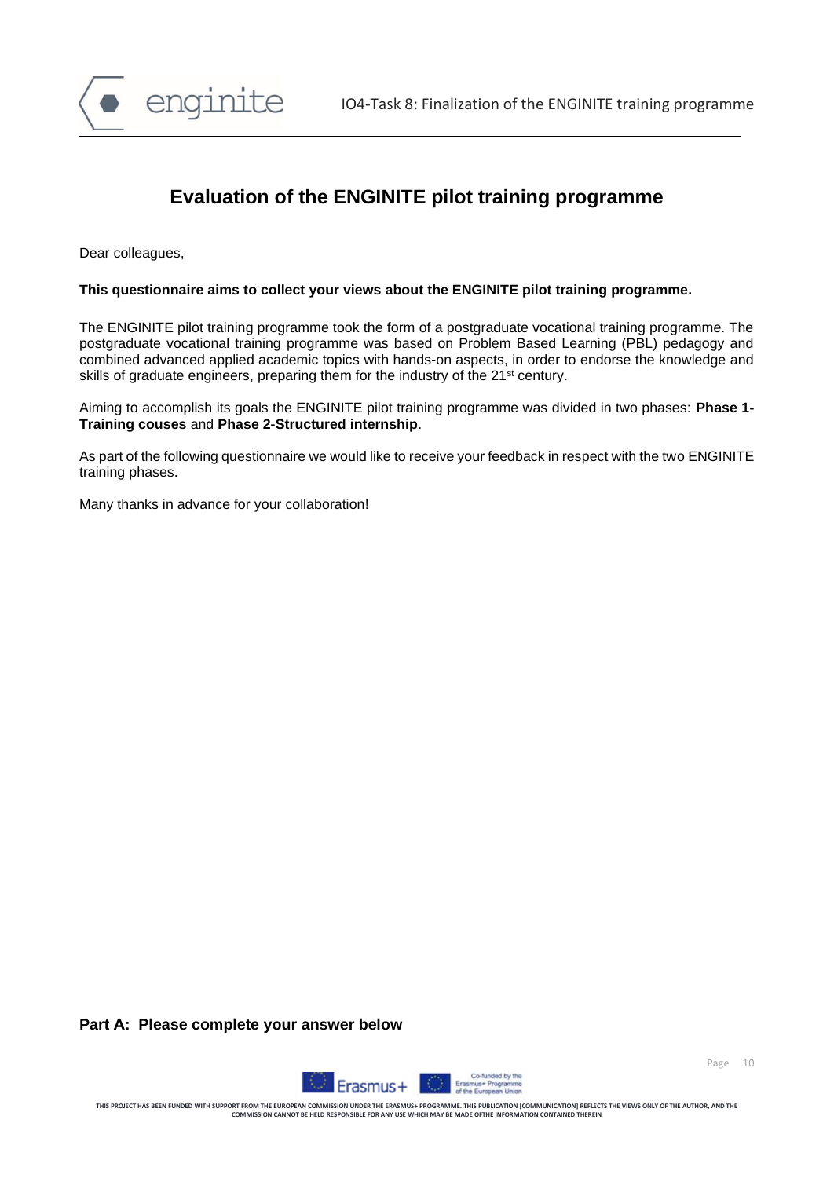# Evaluation of the ENGINITE pilot training programme

Dear colleagues,

**This questionnaire aims to collect your views about the ENGINITE pilot training programme.**

The ENGINITE pilot training programme took the form of a postgraduate vocational training programme. The postgraduate vocational training programme was based on Problem Based Learning (PBL) pedagogy and combined advanced applied academic topics with hands-on aspects, in order to endorse the knowledge and skills of graduate engineers, preparing them for the industry of the 21st century.

Aiming to accomplish its goals the ENGINITE pilot training programme was divided in two phases: **Phase 1-Training couses** and **Phase 2-Structured internship**.

As part of the following questionnaire we would like to receive your feedback in respect with the two ENGINITE training phases.

Many thanks in advance for your collaboration!

**Part A: Please complete your answer below**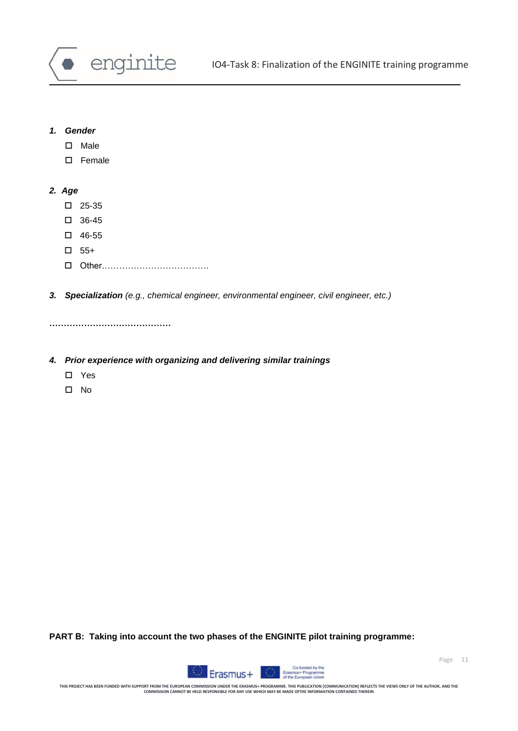***1. Gender***

- ☐ Male
- ☐ Female

***2. Age***

- ☐ 25-35
- ☐ 36-45
- ☐ 46-55
- ☐ 55+
- ☐ Other……………………………….

***3. Specialization*** *(e.g., chemical engineer, environmental engineer, civil engineer, etc.)*

**……………………………………**

***4. Prior experience with organizing and delivering similar trainings***

- ☐ Yes
- ☐ No

**PART B: Taking into account the two phases of the ENGINITE pilot training programme:**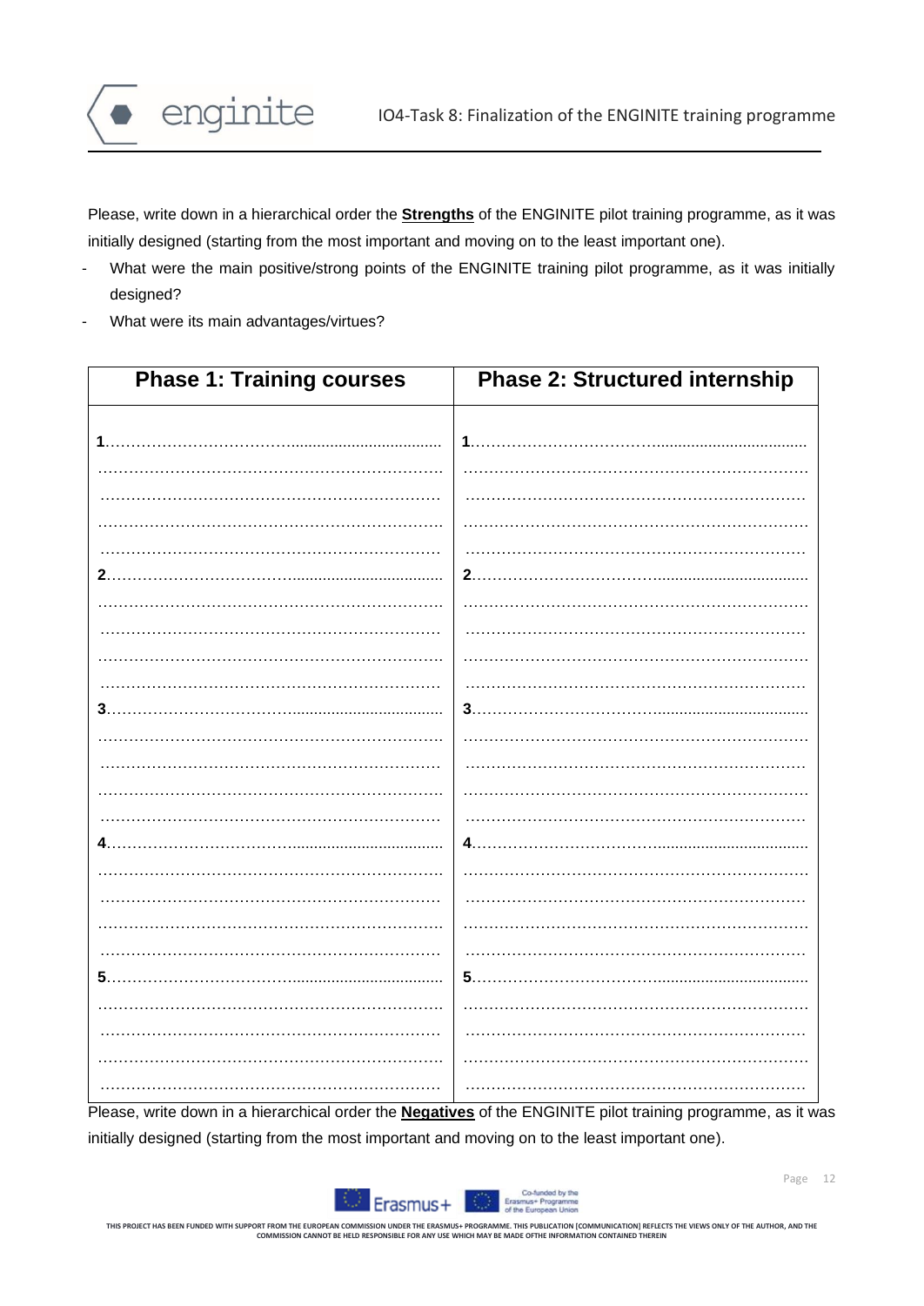Please, write down in a hierarchical order the **Strengths** of the ENGINITE pilot training programme, as it was initially designed (starting from the most important and moving on to the least important one).

- What were the main positive/strong points of the ENGINITE training pilot programme, as it was initially designed?
- What were its main advantages/virtues?

| Phase 1: Training courses | Phase 2: Structured internship |
|---|---|
| **1**………………………………………………………… | **1**………………………………………………………… |
| ………………………………………………………………… | ………………………………………………………………… |
| ………………………………………………………………… | ………………………………………………………………… |
| ………………………………………………………………… | ………………………………………………………………… |
| ………………………………………………………………… | ………………………………………………………………… |
| **2**………………………………………………………… | **2**………………………………………………………… |
| ………………………………………………………………… | ………………………………………………………………… |
| ………………………………………………………………… | ………………………………………………………………… |
| ………………………………………………………………… | ………………………………………………………………… |
| ………………………………………………………………… | ………………………………………………………………… |
| **3**………………………………………………………… | **3**………………………………………………………… |
| ………………………………………………………………… | ………………………………………………………………… |
| ………………………………………………………………… | ………………………………………………………………… |
| ………………………………………………………………… | ………………………………………………………………… |
| ………………………………………………………………… | ………………………………………………………………… |
| **4**………………………………………………………… | **4**………………………………………………………… |
| ………………………………………………………………… | ………………………………………………………………… |
| ………………………………………………………………… | ………………………………………………………………… |
| ………………………………………………………………… | ………………………………………………………………… |
| ………………………………………………………………… | ………………………………………………………………… |
| **5**………………………………………………………… | **5**………………………………………………………… |
| ………………………………………………………………… | ………………………………………………………………… |
| ………………………………………………………………… | ………………………………………………………………… |
| ………………………………………………………………… | ………………………………………………………………… |
| ………………………………………………………………… | ………………………………………………………………… |

Please, write down in a hierarchical order the **Negatives** of the ENGINITE pilot training programme, as it was initially designed (starting from the most important and moving on to the least important one).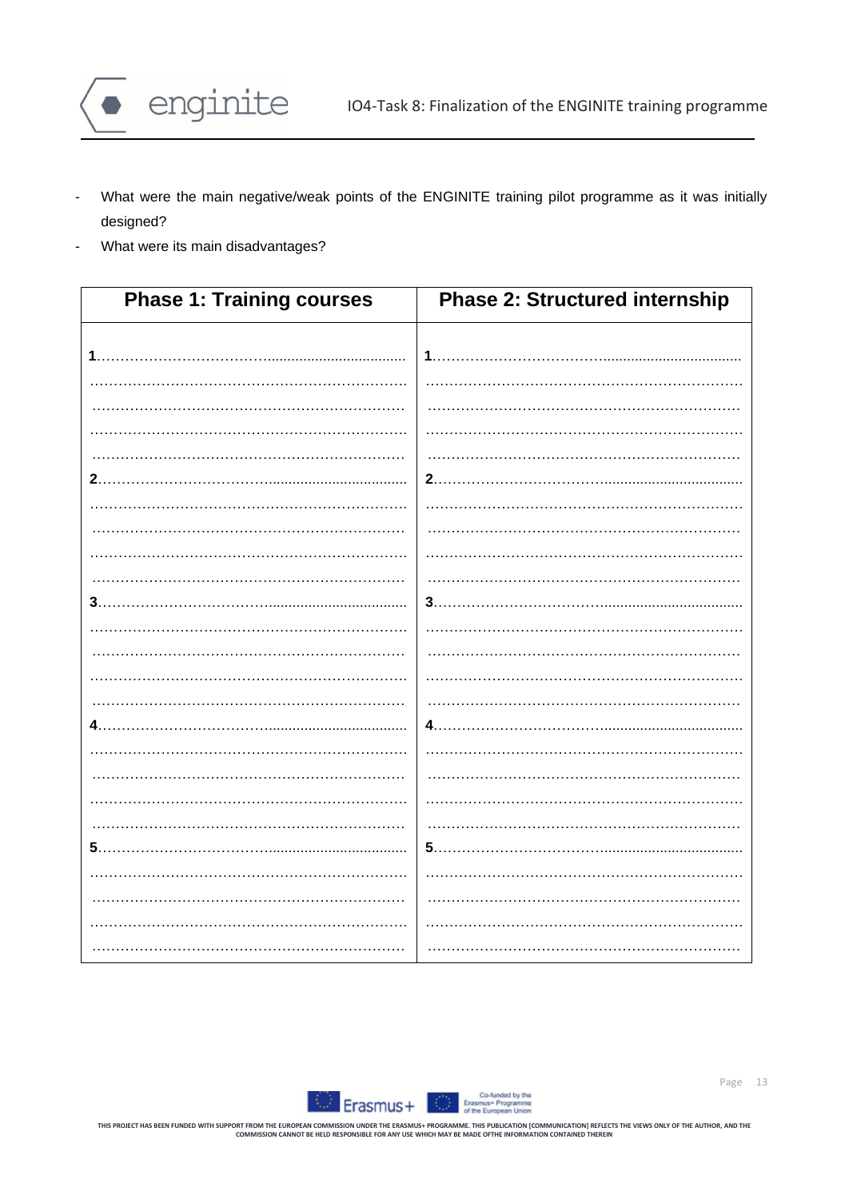- What were the main negative/weak points of the ENGINITE training pilot programme as it was initially designed?
- What were its main disadvantages?

| Phase 1: Training courses | Phase 2: Structured internship |
|---|---|
| 1……………………………………………………………… | 1……………………………………………………………… |
| 2……………………………………………………………… | 2……………………………………………………………… |
| 3……………………………………………………………… | 3……………………………………………………………… |
| 4……………………………………………………………… | 4……………………………………………………………… |
| 5……………………………………………………………… | 5……………………………………………………………… |

THIS PROJECT HAS BEEN FUNDED WITH SUPPORT FROM THE EUROPEAN COMMISSION UNDER THE ERASMUS+ PROGRAMME. THIS PUBLICATION [COMMUNICATION] REFLECTS THE VIEWS ONLY OF THE AUTHOR, AND THE COMMISSION CANNOT BE HELD RESPONSIBLE FOR ANY USE WHICH MAY BE MADE OFTHE INFORMATION CONTAINED THEREIN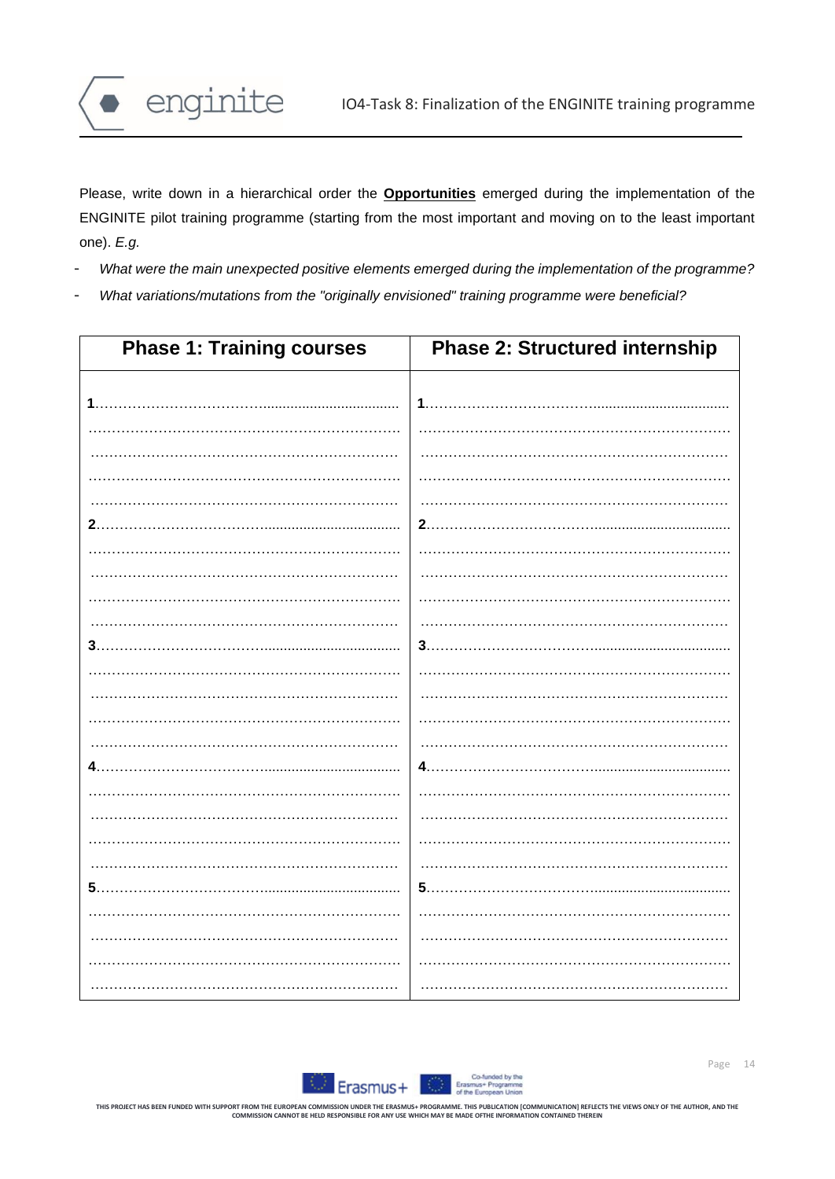Please, write down in a hierarchical order the **Opportunities** emerged during the implementation of the ENGINITE pilot training programme (starting from the most important and moving on to the least important one). *E.g.*

- *What were the main unexpected positive elements emerged during the implementation of the programme?*
- *What variations/mutations from the "originally envisioned" training programme were beneficial?*

| **Phase 1: Training courses** | **Phase 2: Structured internship** |
|---|---|
| **1**……………………………………………………………… | **1**……………………………………………………………… |
| ……………………………………………………………… | ……………………………………………………………… |
| ……………………………………………………………… | ……………………………………………………………… |
| ……………………………………………………………… | ……………………………………………………………… |
| ……………………………………………………………… | ……………………………………………………………… |
| **2**……………………………………………………………… | **2**……………………………………………………………… |
| ……………………………………………………………… | ……………………………………………………………… |
| ……………………………………………………………… | ……………………………………………………………… |
| ……………………………………………………………… | ……………………………………………………………… |
| ……………………………………………………………… | ……………………………………………………………… |
| **3**……………………………………………………………… | **3**……………………………………………………………… |
| ……………………………………………………………… | ……………………………………………………………… |
| ……………………………………………………………… | ……………………………………………………………… |
| ……………………………………………………………… | ……………………………………………………………… |
| ……………………………………………………………… | ……………………………………………………………… |
| **4**……………………………………………………………… | **4**……………………………………………………………… |
| ……………………………………………………………… | ……………………………………………………………… |
| ……………………………………………………………… | ……………………………………………………………… |
| ……………………………………………………………… | ……………………………………………………………… |
| ……………………………………………………………… | ……………………………………………………………… |
| **5**……………………………………………………………… | **5**……………………………………………………………… |
| ……………………………………………………………… | ……………………………………………………………… |
| ……………………………………………………………… | ……………………………………………………………… |
| ……………………………………………………………… | ……………………………………………………………… |
| ……………………………………………………………… | ……………………………………………………………… |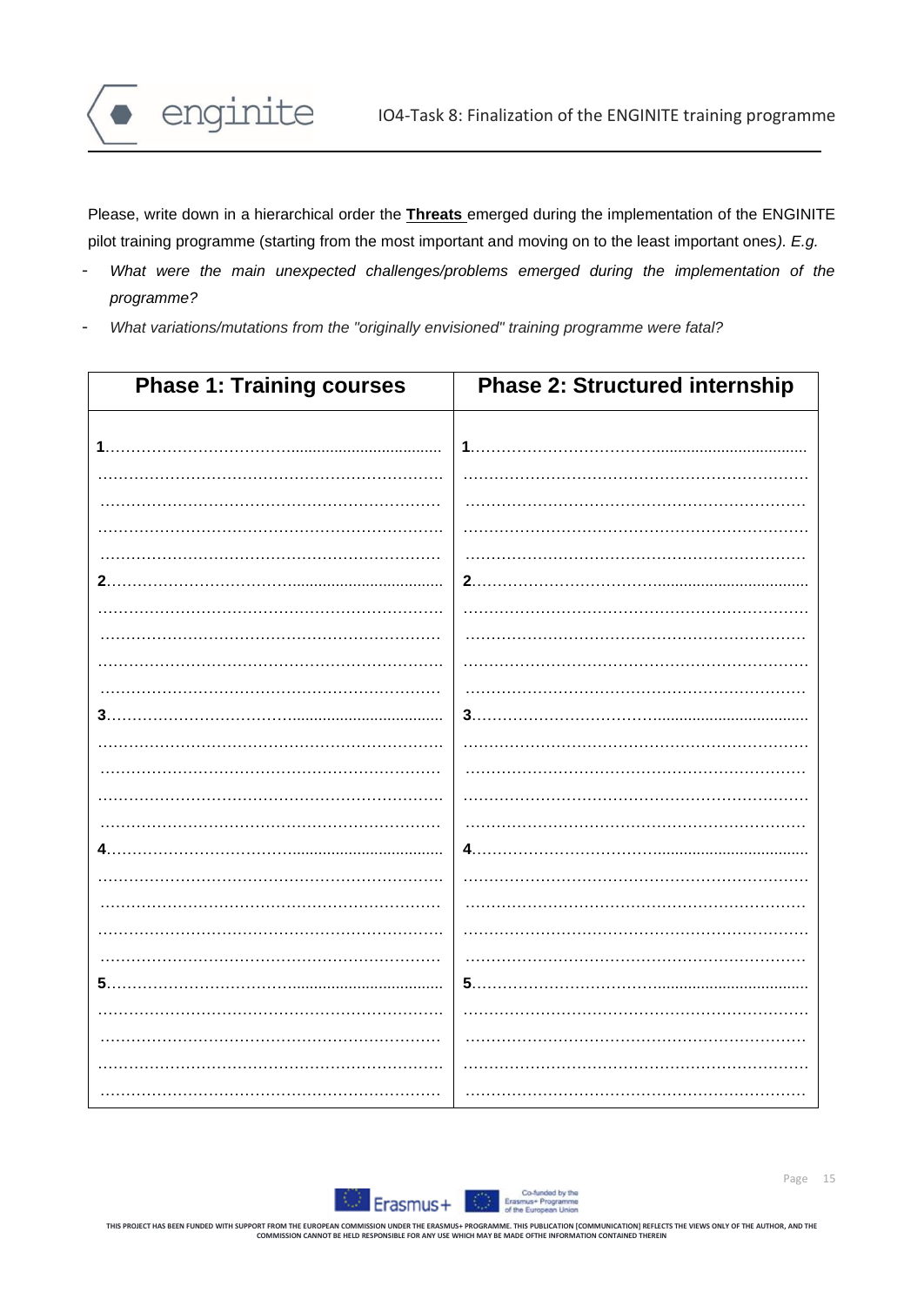Please, write down in a hierarchical order the **<u>Threats</u>** emerged during the implementation of the ENGINITE pilot training programme (starting from the most important and moving on to the least important ones). *E.g.*

- *What were the main unexpected challenges/problems emerged during the implementation of the programme?*
- *What variations/mutations from the "originally envisioned" training programme were fatal?*

| Phase 1: Training courses | Phase 2: Structured internship |
|---|---|
| **1**………………………………………………………… | **1**………………………………………………………… |
| ………………………………………………………… | ………………………………………………………… |
| ………………………………………………………… | ………………………………………………………… |
| ………………………………………………………… | ………………………………………………………… |
| ………………………………………………………… | ………………………………………………………… |
| **2**………………………………………………………… | **2**………………………………………………………… |
| ………………………………………………………… | ………………………………………………………… |
| ………………………………………………………… | ………………………………………………………… |
| ………………………………………………………… | ………………………………………………………… |
| ………………………………………………………… | ………………………………………………………… |
| **3**………………………………………………………… | **3**………………………………………………………… |
| ………………………………………………………… | ………………………………………………………… |
| ………………………………………………………… | ………………………………………………………… |
| ………………………………………………………… | ………………………………………………………… |
| ………………………………………………………… | ………………………………………………………… |
| **4**………………………………………………………… | **4**………………………………………………………… |
| ………………………………………………………… | ………………………………………………………… |
| ………………………………………………………… | ………………………………………………………… |
| ………………………………………………………… | ………………………………………………………… |
| ………………………………………………………… | ………………………………………………………… |
| **5**………………………………………………………… | **5**………………………………………………………… |
| ………………………………………………………… | ………………………………………………………… |
| ………………………………………………………… | ………………………………………………………… |
| ………………………………………………………… | ………………………………………………………… |
| ………………………………………………………… | ………………………………………………………… |